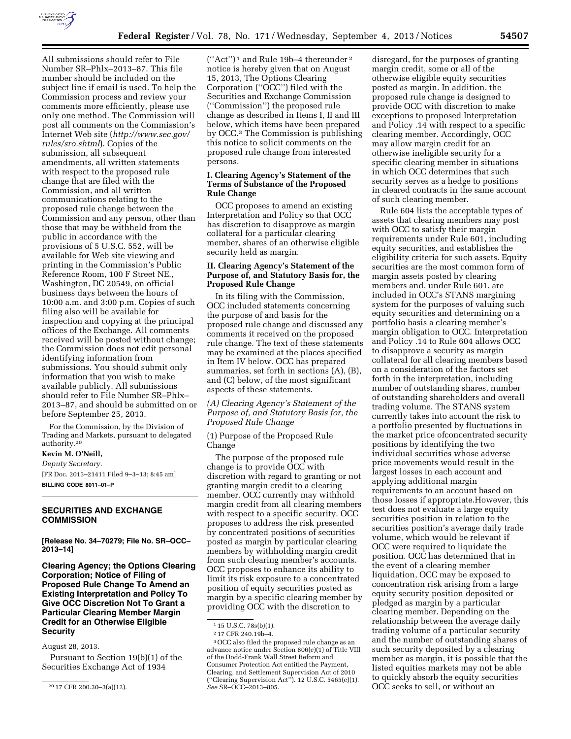All submissions should refer to File Number SR–Phlx–2013–87. This file number should be included on the subject line if email is used. To help the Commission process and review your comments more efficiently, please use only one method. The Commission will post all comments on the Commission's Internet Web site (*http://www.sec.gov/rules/sro.shtml*). Copies of the submission, all subsequent amendments, all written statements with respect to the proposed rule change that are filed with the Commission, and all written communications relating to the proposed rule change between the Commission and any person, other than those that may be withheld from the public in accordance with the provisions of 5 U.S.C. 552, will be available for Web site viewing and printing in the Commission's Public Reference Room, 100 F Street NE., Washington, DC 20549, on official business days between the hours of 10:00 a.m. and 3:00 p.m. Copies of such filing also will be available for inspection and copying at the principal offices of the Exchange. All comments received will be posted without change; the Commission does not edit personal identifying information from submissions. You should submit only information that you wish to make available publicly. All submissions should refer to File Number SR–Phlx–2013–87, and should be submitted on or before September 25, 2013.

For the Commission, by the Division of Trading and Markets, pursuant to delegated authority.[20]

**Kevin M. O'Neill,**

*Deputy Secretary.*

[FR Doc. 2013–21411 Filed 9–3–13; 8:45 am]

**BILLING CODE 8011–01–P**

---

## SECURITIES AND EXCHANGE COMMISSION

**[Release No. 34–70279; File No. SR–OCC–2013–14]**

## Clearing Agency; the Options Clearing Corporation; Notice of Filing of Proposed Rule Change To Amend an Existing Interpretation and Policy To Give OCC Discretion Not To Grant a Particular Clearing Member Margin Credit for an Otherwise Eligible Security

August 28, 2013.

Pursuant to Section 19(b)(1) of the Securities Exchange Act of 1934 (''Act'')[1] and Rule 19b–4 thereunder[2] notice is hereby given that on August 15, 2013, The Options Clearing Corporation (''OCC'') filed with the Securities and Exchange Commission (''Commission'') the proposed rule change as described in Items I, II and III below, which items have been prepared by OCC.[3] The Commission is publishing this notice to solicit comments on the proposed rule change from interested persons.

### I. Clearing Agency's Statement of the Terms of Substance of the Proposed Rule Change

OCC proposes to amend an existing Interpretation and Policy so that OCC has discretion to disapprove as margin collateral for a particular clearing member, shares of an otherwise eligible security held as margin.

### II. Clearing Agency's Statement of the Purpose of, and Statutory Basis for, the Proposed Rule Change

In its filing with the Commission, OCC included statements concerning the purpose of and basis for the proposed rule change and discussed any comments it received on the proposed rule change. The text of these statements may be examined at the places specified in Item IV below. OCC has prepared summaries, set forth in sections (A), (B), and (C) below, of the most significant aspects of these statements.

*(A) Clearing Agency's Statement of the Purpose of, and Statutory Basis for, the Proposed Rule Change*

(1) Purpose of the Proposed Rule Change

The purpose of the proposed rule change is to provide OCC with discretion with regard to granting or not granting margin credit to a clearing member. OCC currently may withhold margin credit from all clearing members with respect to a specific security. OCC proposes to address the risk presented by concentrated positions of securities posted as margin by particular clearing members by withholding margin credit from such clearing member's accounts. OCC proposes to enhance its ability to limit its risk exposure to a concentrated position of equity securities posted as margin by a specific clearing member by providing OCC with the discretion to disregard, for the purposes of granting margin credit, some or all of the otherwise eligible equity securities posted as margin. In addition, the proposed rule change is designed to provide OCC with discretion to make exceptions to proposed Interpretation and Policy .14 with respect to a specific clearing member. Accordingly, OCC may allow margin credit for an otherwise ineligible security for a specific clearing member in situations in which OCC determines that such security serves as a hedge to positions in cleared contracts in the same account of such clearing member.

Rule 604 lists the acceptable types of assets that clearing members may post with OCC to satisfy their margin requirements under Rule 601, including equity securities, and establishes the eligibility criteria for such assets. Equity securities are the most common form of margin assets posted by clearing members and, under Rule 601, are included in OCC's STANS margining system for the purposes of valuing such equity securities and determining on a portfolio basis a clearing member's margin obligation to OCC. Interpretation and Policy .14 to Rule 604 allows OCC to disapprove a security as margin collateral for all clearing members based on a consideration of the factors set forth in the interpretation, including number of outstanding shares, number of outstanding shareholders and overall trading volume. The STANS system currently takes into account the risk to a portfolio presented by fluctuations in the market price ofconcentrated security positions by identifying the two individual securities whose adverse price movements would result in the largest losses in each account and applying additional margin requirements to an account based on those losses if appropriate.However, this test does not evaluate a large equity securities position in relation to the securities position's average daily trade volume, which would be relevant if OCC were required to liquidate the position. OCC has determined that in the event of a clearing member liquidation, OCC may be exposed to concentration risk arising from a large equity security position deposited or pledged as margin by a particular clearing member. Depending on the relationship between the average daily trading volume of a particular security and the number of outstanding shares of such security deposited by a clearing member as margin, it is possible that the listed equities markets may not be able to quickly absorb the equity securities OCC seeks to sell, or without an

---

[1] 15 U.S.C. 78s(b)(1).

[2] 17 CFR 240.19b–4.

[3] OCC also filed the proposed rule change as an advance notice under Section 806(e)(1) of Title VIII of the Dodd-Frank Wall Street Reform and Consumer Protection Act entitled the Payment, Clearing, and Settlement Supervision Act of 2010 (''Clearing Supervision Act''). 12 U.S.C. 5465(e)(1). *See* SR–OCC–2013–805.

[20] 17 CFR 200.30–3(a)(12).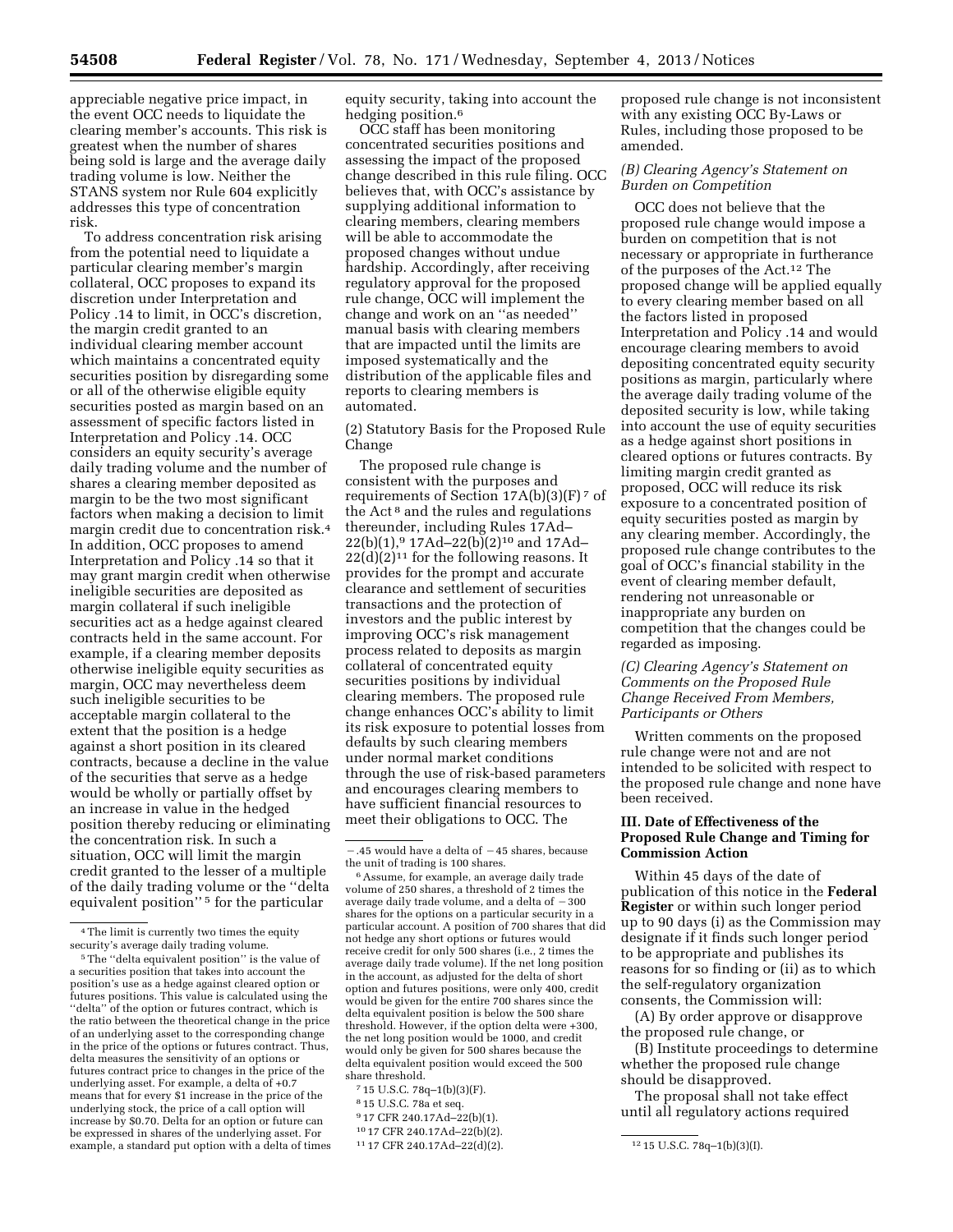appreciable negative price impact, in the event OCC needs to liquidate the clearing member's accounts. This risk is greatest when the number of shares being sold is large and the average daily trading volume is low. Neither the STANS system nor Rule 604 explicitly addresses this type of concentration risk.

To address concentration risk arising from the potential need to liquidate a particular clearing member's margin collateral, OCC proposes to expand its discretion under Interpretation and Policy .14 to limit, in OCC's discretion, the margin credit granted to an individual clearing member account which maintains a concentrated equity securities position by disregarding some or all of the otherwise eligible equity securities posted as margin based on an assessment of specific factors listed in Interpretation and Policy .14. OCC considers an equity security's average daily trading volume and the number of shares a clearing member deposited as margin to be the two most significant factors when making a decision to limit margin credit due to concentration risk.[4] In addition, OCC proposes to amend Interpretation and Policy .14 so that it may grant margin credit when otherwise ineligible securities are deposited as margin collateral if such ineligible securities act as a hedge against cleared contracts held in the same account. For example, if a clearing member deposits otherwise ineligible equity securities as margin, OCC may nevertheless deem such ineligible securities to be acceptable margin collateral to the extent that the position is a hedge against a short position in its cleared contracts, because a decline in the value of the securities that serve as a hedge would be wholly or partially offset by an increase in value in the hedged position thereby reducing or eliminating the concentration risk. In such a situation, OCC will limit the margin credit granted to the lesser of a multiple of the daily trading volume or the "delta equivalent position"[5] for the particular equity security, taking into account the hedging position.[6]

OCC staff has been monitoring concentrated securities positions and assessing the impact of the proposed change described in this rule filing. OCC believes that, with OCC's assistance by supplying additional information to clearing members, clearing members will be able to accommodate the proposed changes without undue hardship. Accordingly, after receiving regulatory approval for the proposed rule change, OCC will implement the change and work on an "as needed" manual basis with clearing members that are impacted until the limits are imposed systematically and the distribution of the applicable files and reports to clearing members is automated.

(2) Statutory Basis for the Proposed Rule Change

The proposed rule change is consistent with the purposes and requirements of Section 17A(b)(3)(F)[7] of the Act[8] and the rules and regulations thereunder, including Rules 17Ad–22(b)(1),[9] 17Ad–22(b)(2)[10] and 17Ad–22(d)(2)[11] for the following reasons. It provides for the prompt and accurate clearance and settlement of securities transactions and the protection of investors and the public interest by improving OCC's risk management process related to deposits as margin collateral of concentrated equity securities positions by individual clearing members. The proposed rule change enhances OCC's ability to limit its risk exposure to potential losses from defaults by such clearing members under normal market conditions through the use of risk-based parameters and encourages clearing members to have sufficient financial resources to meet their obligations to OCC. The proposed rule change is not inconsistent with any existing OCC By-Laws or Rules, including those proposed to be amended.

*(B) Clearing Agency's Statement on Burden on Competition*

OCC does not believe that the proposed rule change would impose a burden on competition that is not necessary or appropriate in furtherance of the purposes of the Act.[12] The proposed change will be applied equally to every clearing member based on all the factors listed in proposed Interpretation and Policy .14 and would encourage clearing members to avoid depositing concentrated equity security positions as margin, particularly where the average daily trading volume of the deposited security is low, while taking into account the use of equity securities as a hedge against short positions in cleared options or futures contracts. By limiting margin credit granted as proposed, OCC will reduce its risk exposure to a concentrated position of equity securities posted as margin by any clearing member. Accordingly, the proposed rule change contributes to the goal of OCC's financial stability in the event of clearing member default, rendering not unreasonable or inappropriate any burden on competition that the changes could be regarded as imposing.

*(C) Clearing Agency's Statement on Comments on the Proposed Rule Change Received From Members, Participants or Others*

Written comments on the proposed rule change were not and are not intended to be solicited with respect to the proposed rule change and none have been received.

## III. Date of Effectiveness of the Proposed Rule Change and Timing for Commission Action

Within 45 days of the date of publication of this notice in the **Federal Register** or within such longer period up to 90 days (i) as the Commission may designate if it finds such longer period to be appropriate and publishes its reasons for so finding or (ii) as to which the self-regulatory organization consents, the Commission will:

(A) By order approve or disapprove the proposed rule change, or

(B) Institute proceedings to determine whether the proposed rule change should be disapproved.

The proposal shall not take effect until all regulatory actions required

---

[4] The limit is currently two times the equity security's average daily trading volume.

[5] The "delta equivalent position" is the value of a securities position that takes into account the position's use as a hedge against cleared option or futures positions. This value is calculated using the "delta" of the option or futures contract, which is the ratio between the theoretical change in the price of an underlying asset to the corresponding change in the price of the options or futures contract. Thus, delta measures the sensitivity of an options or futures contract price to changes in the price of the underlying asset. For example, a delta of +0.7 means that for every $1 increase in the price of the underlying stock, the price of a call option will increase by $0.70. Delta for an option or future can be expressed in shares of the underlying asset. For example, a standard put option with a delta of times −.45 would have a delta of −45 shares, because the unit of trading is 100 shares.

[6] Assume, for example, an average daily trade volume of 250 shares, a threshold of 2 times the average daily trade volume, and a delta of −300 shares for the options on a particular security in a particular account. A position of 700 shares that did not hedge any short options or futures would receive credit for only 500 shares (i.e., 2 times the average daily trade volume). If the net long position in the account, as adjusted for the delta of short option and futures positions, were only 400, credit would be given for the entire 700 shares since the delta equivalent position is below the 500 share threshold. However, if the option delta were +300, the net long position would be 1000, and credit would only be given for 500 shares because the delta equivalent position would exceed the 500 share threshold.

[7] 15 U.S.C. 78q–1(b)(3)(F).

[8] 15 U.S.C. 78a et seq.

[9] 17 CFR 240.17Ad–22(b)(1).

[10] 17 CFR 240.17Ad–22(b)(2).

[11] 17 CFR 240.17Ad–22(d)(2).

[12] 15 U.S.C. 78q–1(b)(3)(I).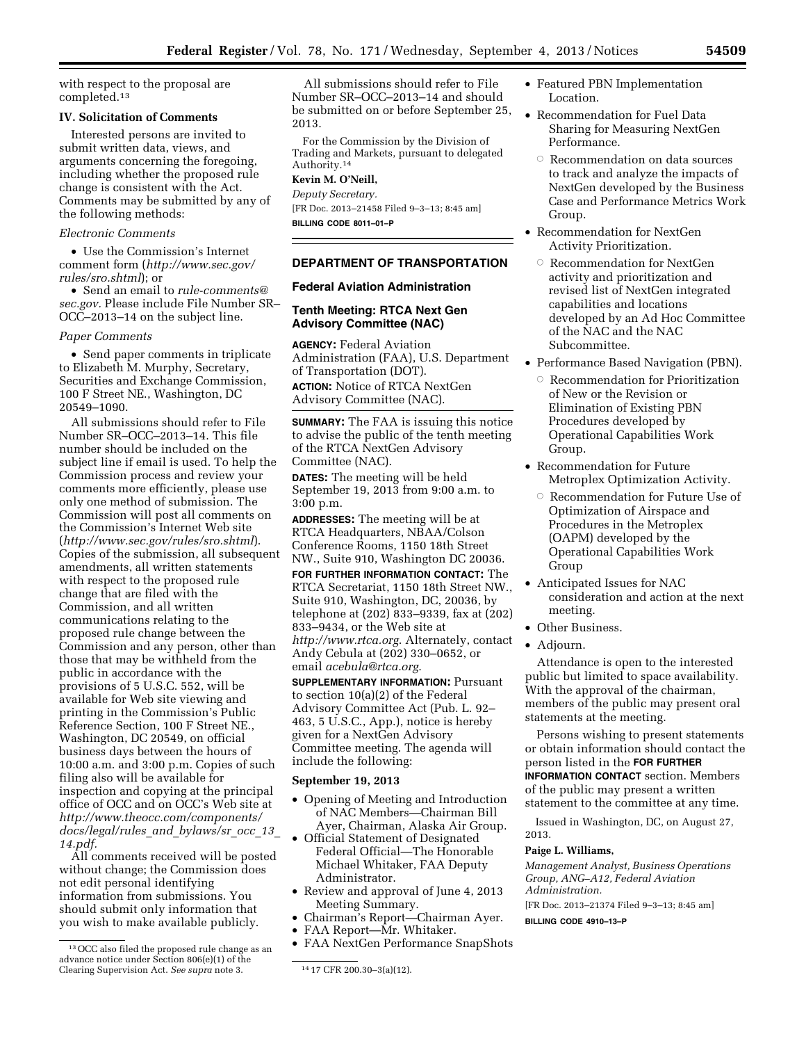with respect to the proposal are completed.[13]

## IV. Solicitation of Comments

Interested persons are invited to submit written data, views, and arguments concerning the foregoing, including whether the proposed rule change is consistent with the Act. Comments may be submitted by any of the following methods:

*Electronic Comments*

- Use the Commission's Internet comment form (*http://www.sec.gov/rules/sro.shtml*); or
- Send an email to *rule-comments@sec.gov.* Please include File Number SR–OCC–2013–14 on the subject line.

*Paper Comments*

- Send paper comments in triplicate to Elizabeth M. Murphy, Secretary, Securities and Exchange Commission, 100 F Street NE., Washington, DC 20549–1090.

All submissions should refer to File Number SR–OCC–2013–14. This file number should be included on the subject line if email is used. To help the Commission process and review your comments more efficiently, please use only one method of submission. The Commission will post all comments on the Commission's Internet Web site (*http://www.sec.gov/rules/sro.shtml*). Copies of the submission, all subsequent amendments, all written statements with respect to the proposed rule change that are filed with the Commission, and all written communications relating to the proposed rule change between the Commission and any person, other than those that may be withheld from the public in accordance with the provisions of 5 U.S.C. 552, will be available for Web site viewing and printing in the Commission's Public Reference Section, 100 F Street NE., Washington, DC 20549, on official business days between the hours of 10:00 a.m. and 3:00 p.m. Copies of such filing also will be available for inspection and copying at the principal office of OCC and on OCC's Web site at *http://www.theocc.com/components/docs/legal/rules_and_bylaws/sr_occ_13_14.pdf*.

All comments received will be posted without change; the Commission does not edit personal identifying information from submissions. You should submit only information that you wish to make available publicly.

All submissions should refer to File Number SR–OCC–2013–14 and should be submitted on or before September 25, 2013.

For the Commission by the Division of Trading and Markets, pursuant to delegated Authority.[14]

**Kevin M. O'Neill,**

*Deputy Secretary.*

[FR Doc. 2013–21458 Filed 9–3–13; 8:45 am]

**BILLING CODE 8011–01–P**

[13] OCC also filed the proposed rule change as an advance notice under Section 806(e)(1) of the Clearing Supervision Act. *See supra* note 3.

[14] 17 CFR 200.30–3(a)(12).

## DEPARTMENT OF TRANSPORTATION

### Federal Aviation Administration

### Tenth Meeting: RTCA Next Gen Advisory Committee (NAC)

**AGENCY:** Federal Aviation Administration (FAA), U.S. Department of Transportation (DOT).

**ACTION:** Notice of RTCA NextGen Advisory Committee (NAC).

**SUMMARY:** The FAA is issuing this notice to advise the public of the tenth meeting of the RTCA NextGen Advisory Committee (NAC).

**DATES:** The meeting will be held September 19, 2013 from 9:00 a.m. to 3:00 p.m.

**ADDRESSES:** The meeting will be at RTCA Headquarters, NBAA/Colson Conference Rooms, 1150 18th Street NW., Suite 910, Washington DC 20036.

**FOR FURTHER INFORMATION CONTACT:** The RTCA Secretariat, 1150 18th Street NW., Suite 910, Washington, DC, 20036, by telephone at (202) 833–9339, fax at (202) 833–9434, or the Web site at *http://www.rtca.org*. Alternately, contact Andy Cebula at (202) 330–0652, or email *acebula@rtca.org*.

**SUPPLEMENTARY INFORMATION:** Pursuant to section 10(a)(2) of the Federal Advisory Committee Act (Pub. L. 92–463, 5 U.S.C., App.), notice is hereby given for a NextGen Advisory Committee meeting. The agenda will include the following:

**September 19, 2013**

- Opening of Meeting and Introduction of NAC Members—Chairman Bill Ayer, Chairman, Alaska Air Group.
- Official Statement of Designated Federal Official—The Honorable Michael Whitaker, FAA Deputy Administrator.
- Review and approval of June 4, 2013 Meeting Summary.
- Chairman's Report—Chairman Ayer.
- FAA Report—Mr. Whitaker.
- FAA NextGen Performance SnapShots
- Featured PBN Implementation Location.
- Recommendation for Fuel Data Sharing for Measuring NextGen Performance.
  - Recommendation on data sources to track and analyze the impacts of NextGen developed by the Business Case and Performance Metrics Work Group.
- Recommendation for NextGen Activity Prioritization.
  - Recommendation for NextGen activity and prioritization and revised list of NextGen integrated capabilities and locations developed by an Ad Hoc Committee of the NAC and the NAC Subcommittee.
- Performance Based Navigation (PBN).
  - Recommendation for Prioritization of New or the Revision or Elimination of Existing PBN Procedures developed by Operational Capabilities Work Group.
- Recommendation for Future Metroplex Optimization Activity.
  - Recommendation for Future Use of Optimization of Airspace and Procedures in the Metroplex (OAPM) developed by the Operational Capabilities Work Group
- Anticipated Issues for NAC consideration and action at the next meeting.
- Other Business.
- Adjourn.

Attendance is open to the interested public but limited to space availability. With the approval of the chairman, members of the public may present oral statements at the meeting.

Persons wishing to present statements or obtain information should contact the person listed in the **FOR FURTHER INFORMATION CONTACT** section. Members of the public may present a written statement to the committee at any time.

Issued in Washington, DC, on August 27, 2013.

**Paige L. Williams,**

*Management Analyst, Business Operations Group, ANG–A12, Federal Aviation Administration.*

[FR Doc. 2013–21374 Filed 9–3–13; 8:45 am]

**BILLING CODE 4910–13–P**